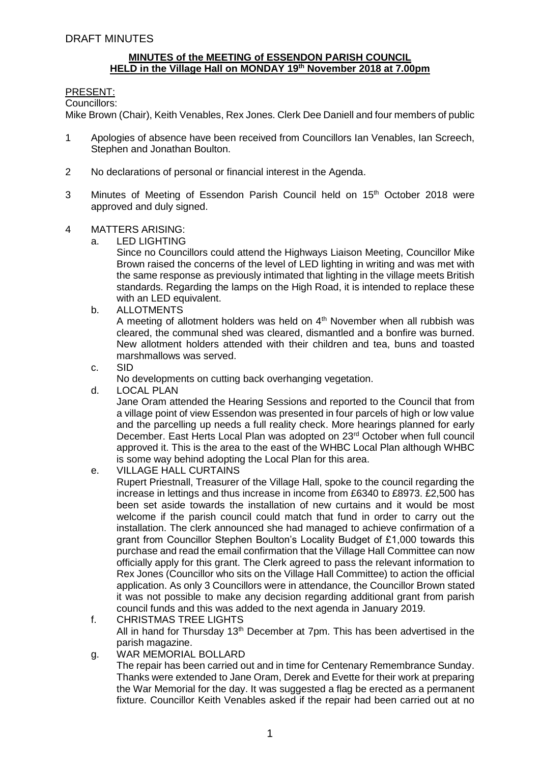DRAFT MINUTES

**MINUTES of the MEETING of ESSENDON PARISH COUNCIL**
**HELD in the Village Hall on MONDAY 19th November 2018 at 7.00pm**

PRESENT:

Councillors:

Mike Brown (Chair), Keith Venables, Rex Jones. Clerk Dee Daniell and four members of public

1. Apologies of absence have been received from Councillors Ian Venables, Ian Screech, Stephen and Jonathan Boulton.

2. No declarations of personal or financial interest in the Agenda.

3. Minutes of Meeting of Essendon Parish Council held on 15th October 2018 were approved and duly signed.

4. MATTERS ARISING:

   a. LED LIGHTING

   Since no Councillors could attend the Highways Liaison Meeting, Councillor Mike Brown raised the concerns of the level of LED lighting in writing and was met with the same response as previously intimated that lighting in the village meets British standards. Regarding the lamps on the High Road, it is intended to replace these with an LED equivalent.

   b. ALLOTMENTS

   A meeting of allotment holders was held on 4th November when all rubbish was cleared, the communal shed was cleared, dismantled and a bonfire was burned. New allotment holders attended with their children and tea, buns and toasted marshmallows was served.

   c. SID

   No developments on cutting back overhanging vegetation.

   d. LOCAL PLAN

   Jane Oram attended the Hearing Sessions and reported to the Council that from a village point of view Essendon was presented in four parcels of high or low value and the parcelling up needs a full reality check. More hearings planned for early December. East Herts Local Plan was adopted on 23rd October when full council approved it. This is the area to the east of the WHBC Local Plan although WHBC is some way behind adopting the Local Plan for this area.

   e. VILLAGE HALL CURTAINS

   Rupert Priestnall, Treasurer of the Village Hall, spoke to the council regarding the increase in lettings and thus increase in income from £6340 to £8973. £2,500 has been set aside towards the installation of new curtains and it would be most welcome if the parish council could match that fund in order to carry out the installation. The clerk announced she had managed to achieve confirmation of a grant from Councillor Stephen Boulton's Locality Budget of £1,000 towards this purchase and read the email confirmation that the Village Hall Committee can now officially apply for this grant. The Clerk agreed to pass the relevant information to Rex Jones (Councillor who sits on the Village Hall Committee) to action the official application. As only 3 Councillors were in attendance, the Councillor Brown stated it was not possible to make any decision regarding additional grant from parish council funds and this was added to the next agenda in January 2019.

   f. CHRISTMAS TREE LIGHTS

   All in hand for Thursday 13th December at 7pm. This has been advertised in the parish magazine.

   g. WAR MEMORIAL BOLLARD

   The repair has been carried out and in time for Centenary Remembrance Sunday. Thanks were extended to Jane Oram, Derek and Evette for their work at preparing the War Memorial for the day. It was suggested a flag be erected as a permanent fixture. Councillor Keith Venables asked if the repair had been carried out at no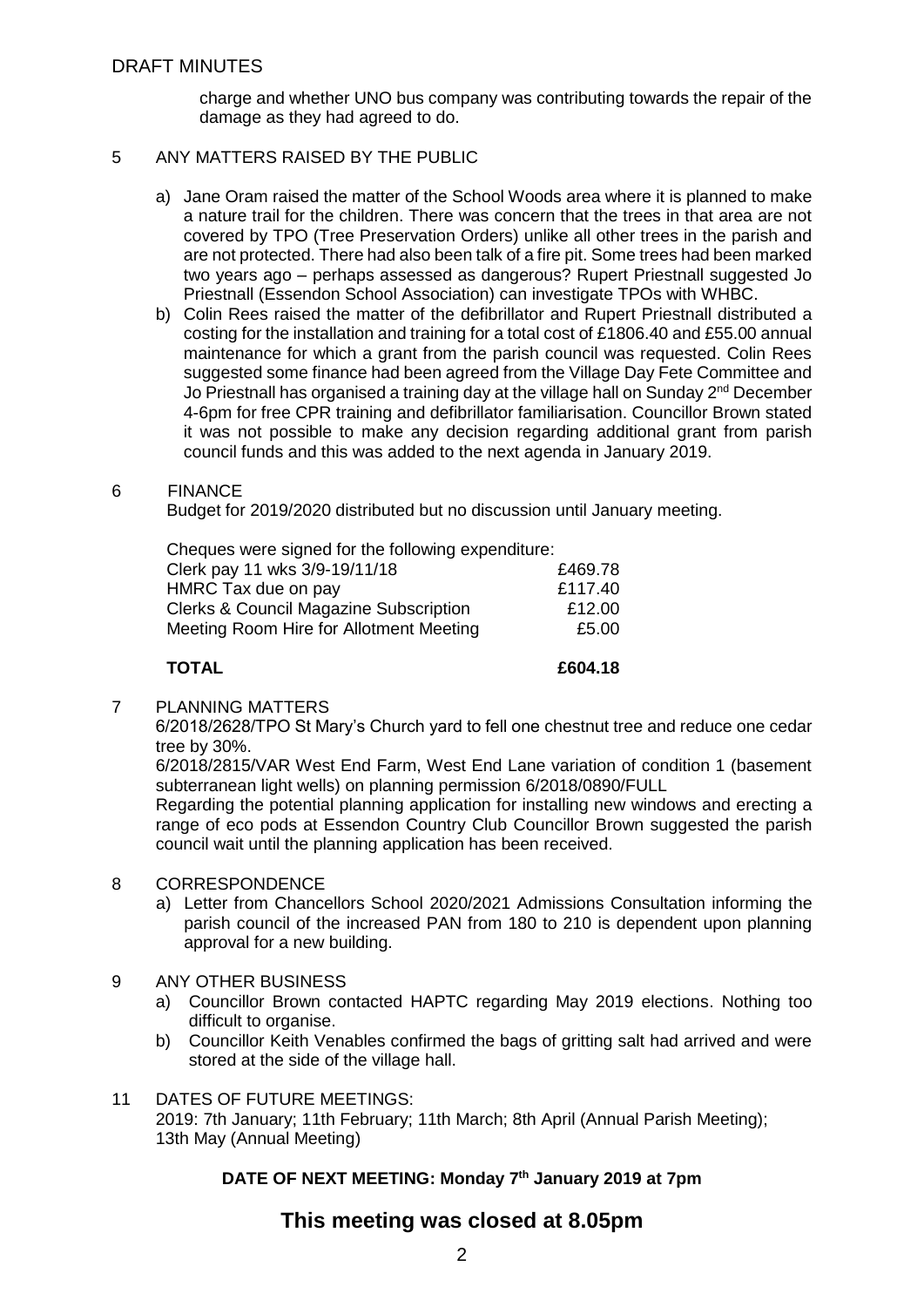DRAFT MINUTES

charge and whether UNO bus company was contributing towards the repair of the damage as they had agreed to do.

5 ANY MATTERS RAISED BY THE PUBLIC

a) Jane Oram raised the matter of the School Woods area where it is planned to make a nature trail for the children. There was concern that the trees in that area are not covered by TPO (Tree Preservation Orders) unlike all other trees in the parish and are not protected. There had also been talk of a fire pit. Some trees had been marked two years ago – perhaps assessed as dangerous? Rupert Priestnall suggested Jo Priestnall (Essendon School Association) can investigate TPOs with WHBC.

b) Colin Rees raised the matter of the defibrillator and Rupert Priestnall distributed a costing for the installation and training for a total cost of £1806.40 and £55.00 annual maintenance for which a grant from the parish council was requested. Colin Rees suggested some finance had been agreed from the Village Day Fete Committee and Jo Priestnall has organised a training day at the village hall on Sunday 2nd December 4-6pm for free CPR training and defibrillator familiarisation. Councillor Brown stated it was not possible to make any decision regarding additional grant from parish council funds and this was added to the next agenda in January 2019.

6 FINANCE

Budget for 2019/2020 distributed but no discussion until January meeting.

Cheques were signed for the following expenditure:

| | |
|---|---|
| Clerk pay 11 wks 3/9-19/11/18 | £469.78 |
| HMRC Tax due on pay | £117.40 |
| Clerks & Council Magazine Subscription | £12.00 |
| Meeting Room Hire for Allotment Meeting | £5.00 |
| **TOTAL** | **£604.18** |

7 PLANNING MATTERS

6/2018/2628/TPO St Mary's Church yard to fell one chestnut tree and reduce one cedar tree by 30%.

6/2018/2815/VAR West End Farm, West End Lane variation of condition 1 (basement subterranean light wells) on planning permission 6/2018/0890/FULL

Regarding the potential planning application for installing new windows and erecting a range of eco pods at Essendon Country Club Councillor Brown suggested the parish council wait until the planning application has been received.

8 CORRESPONDENCE

a) Letter from Chancellors School 2020/2021 Admissions Consultation informing the parish council of the increased PAN from 180 to 210 is dependent upon planning approval for a new building.

9 ANY OTHER BUSINESS

a) Councillor Brown contacted HAPTC regarding May 2019 elections. Nothing too difficult to organise.

b) Councillor Keith Venables confirmed the bags of gritting salt had arrived and were stored at the side of the village hall.

11 DATES OF FUTURE MEETINGS:

2019: 7th January; 11th February; 11th March; 8th April (Annual Parish Meeting); 13th May (Annual Meeting)

**DATE OF NEXT MEETING: Monday 7th January 2019 at 7pm**

## This meeting was closed at 8.05pm